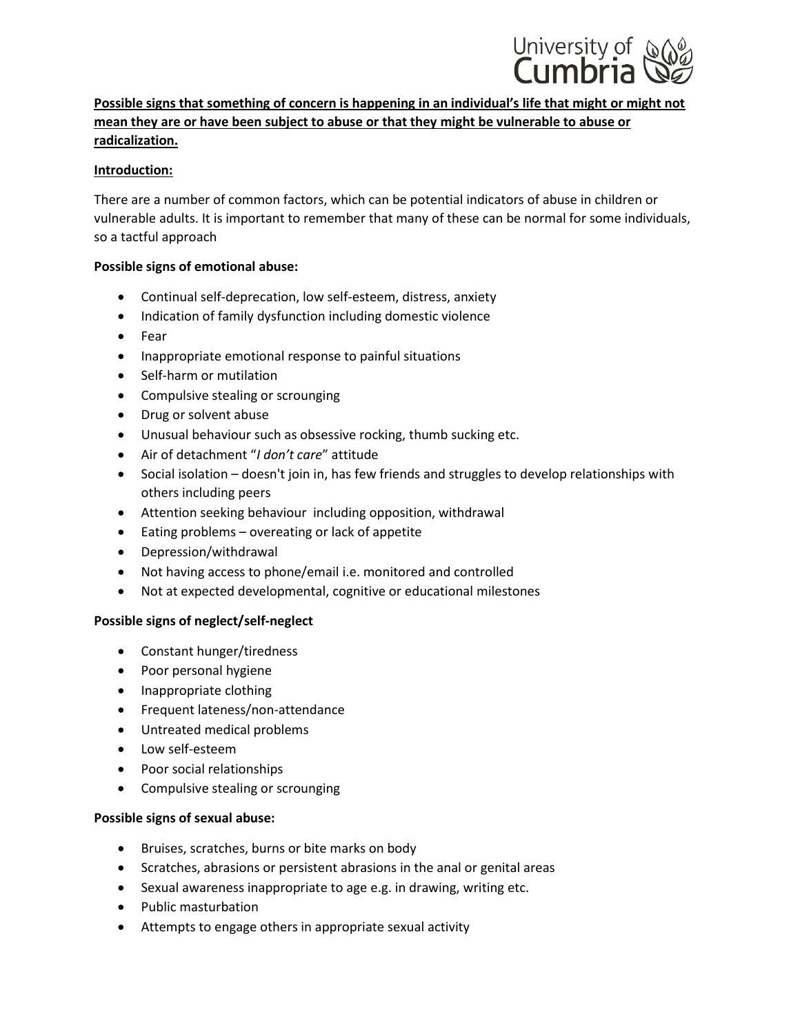**<u>Possible signs that something of concern is happening in an individual's life that might or might not mean they are or have been subject to abuse or that they might be vulnerable to abuse or radicalization.</u>**

**<u>Introduction:</u>**

There are a number of common factors, which can be potential indicators of abuse in children or vulnerable adults. It is important to remember that many of these can be normal for some individuals, so a tactful approach

**Possible signs of emotional abuse:**

- Continual self-deprecation, low self-esteem, distress, anxiety
- Indication of family dysfunction including domestic violence
- Fear
- Inappropriate emotional response to painful situations
- Self-harm or mutilation
- Compulsive stealing or scrounging
- Drug or solvent abuse
- Unusual behaviour such as obsessive rocking, thumb sucking etc.
- Air of detachment "*I don't care*" attitude
- Social isolation – doesn't join in, has few friends and struggles to develop relationships with others including peers
- Attention seeking behaviour including opposition, withdrawal
- Eating problems – overeating or lack of appetite
- Depression/withdrawal
- Not having access to phone/email i.e. monitored and controlled
- Not at expected developmental, cognitive or educational milestones

**Possible signs of neglect/self-neglect**

- Constant hunger/tiredness
- Poor personal hygiene
- Inappropriate clothing
- Frequent lateness/non-attendance
- Untreated medical problems
- Low self-esteem
- Poor social relationships
- Compulsive stealing or scrounging

**Possible signs of sexual abuse:**

- Bruises, scratches, burns or bite marks on body
- Scratches, abrasions or persistent abrasions in the anal or genital areas
- Sexual awareness inappropriate to age e.g. in drawing, writing etc.
- Public masturbation
- Attempts to engage others in appropriate sexual activity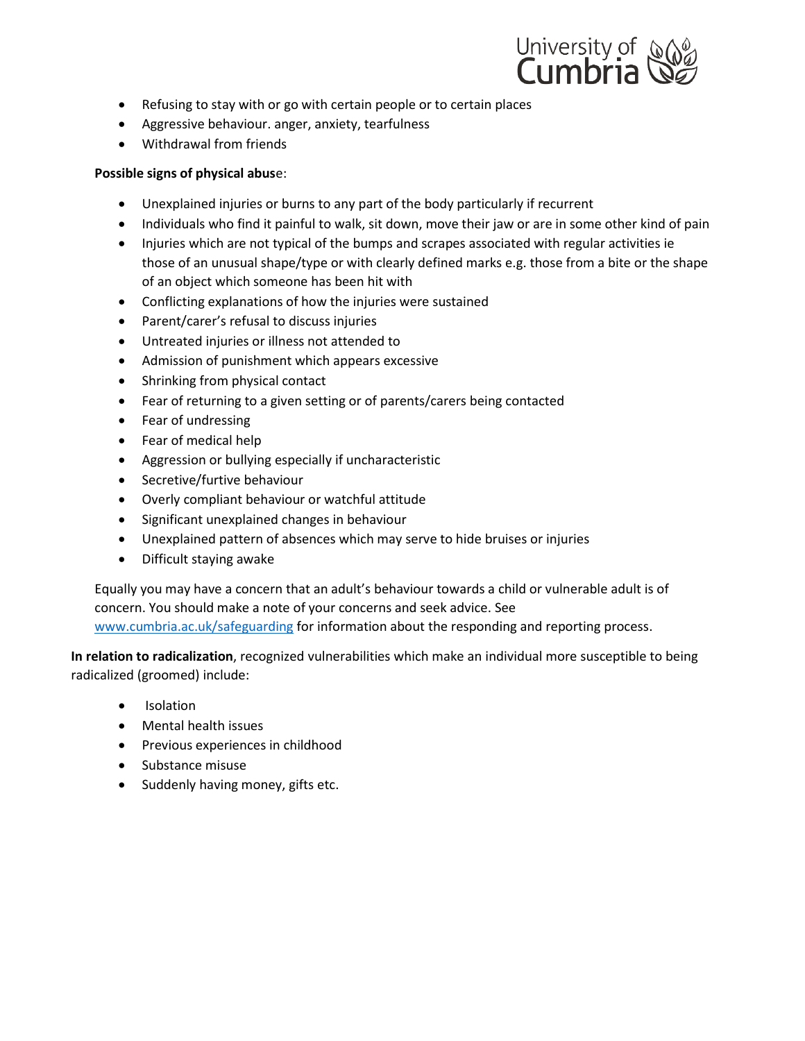- Refusing to stay with or go with certain people or to certain places
- Aggressive behaviour. anger, anxiety, tearfulness
- Withdrawal from friends

**Possible signs of physical abuse**:

- Unexplained injuries or burns to any part of the body particularly if recurrent
- Individuals who find it painful to walk, sit down, move their jaw or are in some other kind of pain
- Injuries which are not typical of the bumps and scrapes associated with regular activities ie those of an unusual shape/type or with clearly defined marks e.g. those from a bite or the shape of an object which someone has been hit with
- Conflicting explanations of how the injuries were sustained
- Parent/carer's refusal to discuss injuries
- Untreated injuries or illness not attended to
- Admission of punishment which appears excessive
- Shrinking from physical contact
- Fear of returning to a given setting or of parents/carers being contacted
- Fear of undressing
- Fear of medical help
- Aggression or bullying especially if uncharacteristic
- Secretive/furtive behaviour
- Overly compliant behaviour or watchful attitude
- Significant unexplained changes in behaviour
- Unexplained pattern of absences which may serve to hide bruises or injuries
- Difficult staying awake

Equally you may have a concern that an adult's behaviour towards a child or vulnerable adult is of concern. You should make a note of your concerns and seek advice. See [www.cumbria.ac.uk/safeguarding](http://www.cumbria.ac.uk/safeguarding) for information about the responding and reporting process.

**In relation to radicalization**, recognized vulnerabilities which make an individual more susceptible to being radicalized (groomed) include:

- Isolation
- Mental health issues
- Previous experiences in childhood
- Substance misuse
- Suddenly having money, gifts etc.